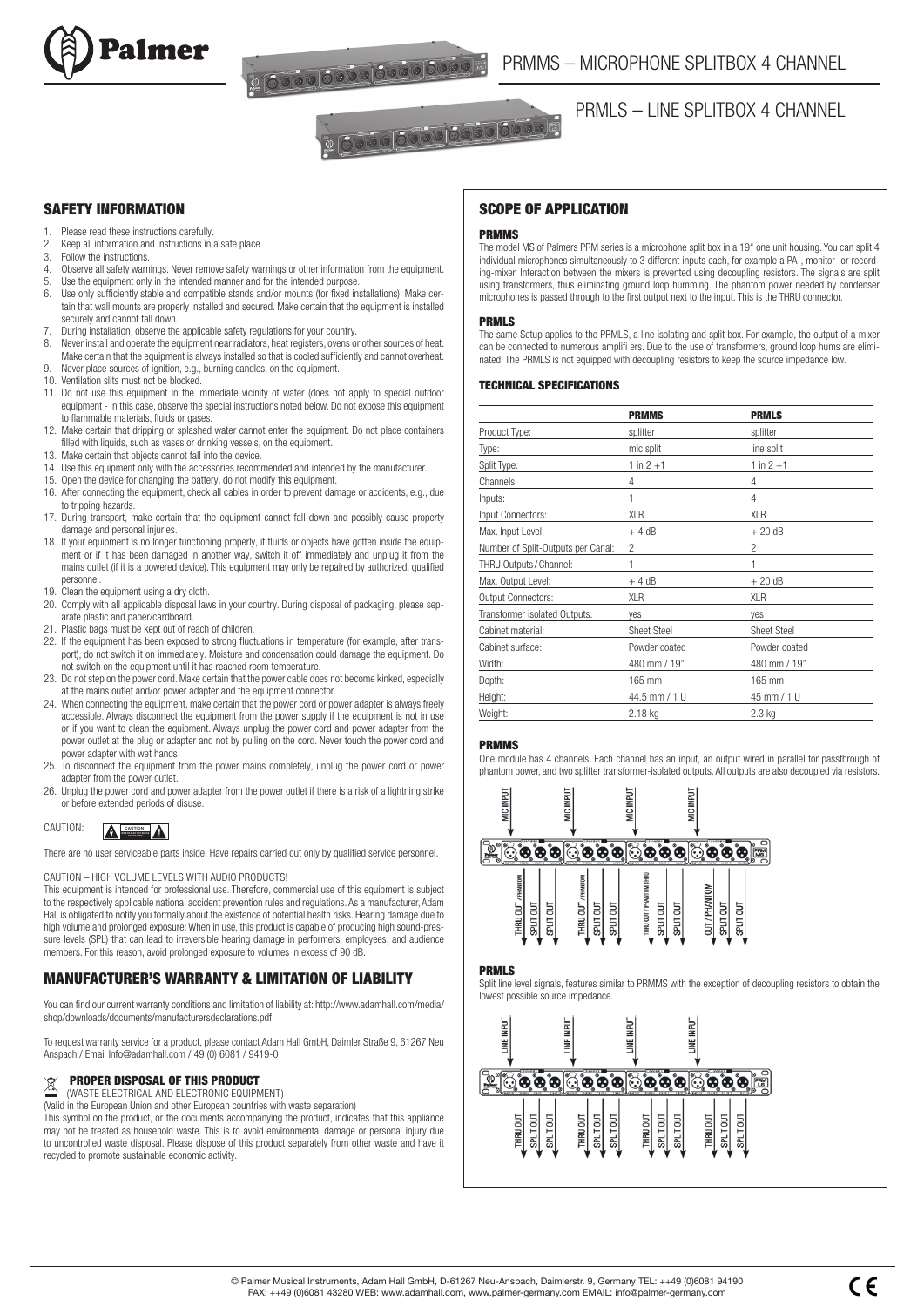# PRMMS – MICROPHONE SPLITBOX 4 CHANNEL

# PRMLS – LINE SPLITBOX 4 CHANNEL

## SAFETY INFORMATION

1. Please read these instructions carefully.
2. Keep all information and instructions in a safe place.
3. Follow the instructions.
4. Observe all safety warnings. Never remove safety warnings or other information from the equipment.
5. Use the equipment only in the intended manner and for the intended purpose.
6. Use only sufficiently stable and compatible stands and/or mounts (for fixed installations). Make certain that wall mounts are properly installed and secured. Make certain that the equipment is installed securely and cannot fall down.
7. During installation, observe the applicable safety regulations for your country.
8. Never install and operate the equipment near radiators, heat registers, ovens or other sources of heat. Make certain that the equipment is always installed so that is cooled sufficiently and cannot overheat.
9. Never place sources of ignition, e.g., burning candles, on the equipment.
10. Ventilation slits must not be blocked.
11. Do not use this equipment in the immediate vicinity of water (does not apply to special outdoor equipment - in this case, observe the special instructions noted below. Do not expose this equipment to flammable materials, fluids or gases.
12. Make certain that dripping or splashed water cannot enter the equipment. Do not place containers filled with liquids, such as vases or drinking vessels, on the equipment.
13. Make certain that objects cannot fall into the device.
14. Use this equipment only with the accessories recommended and intended by the manufacturer.
15. Open the device for changing the battery, do not modify this equipment.
16. After connecting the equipment, check all cables in order to prevent damage or accidents, e.g., due to tripping hazards.
17. During transport, make certain that the equipment cannot fall down and possibly cause property damage and personal injuries.
18. If your equipment is no longer functioning properly, if fluids or objects have gotten inside the equipment or if it has been damaged in another way, switch it off immediately and unplug it from the mains outlet (if it is a powered device). This equipment may only be repaired by authorized, qualified personnel.
19. Clean the equipment using a dry cloth.
20. Comply with all applicable disposal laws in your country. During disposal of packaging, please separate plastic and paper/cardboard.
21. Plastic bags must be kept out of reach of children.
22. If the equipment has been exposed to strong fluctuations in temperature (for example, after transport), do not switch it on immediately. Moisture and condensation could damage the equipment. Do not switch on the equipment until it has reached room temperature.
23. Do not step on the power cord. Make certain that the power cable does not become kinked, especially at the mains outlet and/or power adapter and the equipment connector.
24. When connecting the equipment, make certain that the power cord or power adapter is always freely accessible. Always disconnect the equipment from the power supply if the equipment is not in use or if you want to clean the equipment. Always unplug the power cord and power adapter from the power outlet at the plug or adapter and not by pulling on the cord. Never touch the power cord and power adapter with wet hands.
25. To disconnect the equipment from the power mains completely, unplug the power cord or power adapter from the power outlet.
26. Unplug the power cord and power adapter from the power outlet if there is a risk of a lightning strike or before extended periods of disuse.

CAUTION:

There are no user serviceable parts inside. Have repairs carried out only by qualified service personnel.

CAUTION – HIGH VOLUME LEVELS WITH AUDIO PRODUCTS!

This equipment is intended for professional use. Therefore, commercial use of this equipment is subject to the respectively applicable national accident prevention rules and regulations. As a manufacturer, Adam Hall is obligated to notify you formally about the existence of potential health risks. Hearing damage due to high volume and prolonged exposure: When in use, this product is capable of producing high sound-pressure levels (SPL) that can lead to irreversible hearing damage in performers, employees, and audience members. For this reason, avoid prolonged exposure to volumes in excess of 90 dB.

## MANUFACTURER'S WARRANTY & LIMITATION OF LIABILITY

You can find our current warranty conditions and limitation of liability at: http://www.adamhall.com/media/shop/downloads/documents/manufacturersdeclarations.pdf

To request warranty service for a product, please contact Adam Hall GmbH, Daimler Straße 9, 61267 Neu Anspach / Email Info@adamhall.com / 49 (0) 6081 / 9419-0

### PROPER DISPOSAL OF THIS PRODUCT

(WASTE ELECTRICAL AND ELECTRONIC EQUIPMENT)

(Valid in the European Union and other European countries with waste separation)

This symbol on the product, or the documents accompanying the product, indicates that this appliance may not be treated as household waste. This is to avoid environmental damage or personal injury due to uncontrolled waste disposal. Please dispose of this product separately from other waste and have it recycled to promote sustainable economic activity.

## SCOPE OF APPLICATION

### PRMMS

The model MS of Palmers PRM series is a microphone split box in a 19" one unit housing. You can split 4 individual microphones simultaneously to 3 different inputs each, for example a PA-, monitor- or recording-mixer. Interaction between the mixers is prevented using decoupling resistors. The signals are split using transformers, thus eliminating ground loop humming. The phantom power needed by condenser microphones is passed through to the first output next to the input. This is the THRU connector.

### PRMLS

The same Setup applies to the PRMLS, a line isolating and split box. For example, the output of a mixer can be connected to numerous amplifi ers. Due to the use of transformers, ground loop hums are eliminated. The PRMLS is not equipped with decoupling resistors to keep the source impedance low.

### TECHNICAL SPECIFICATIONS

| | PRMMS | PRMLS |
|---|---|---|
| Product Type: | splitter | splitter |
| Type: | mic split | line split |
| Split Type: | 1 in 2 +1 | 1 in 2 +1 |
| Channels: | 4 | 4 |
| Inputs: | 1 | 4 |
| Input Connectors: | XLR | XLR |
| Max. Input Level: | + 4 dB | + 20 dB |
| Number of Split-Outputs per Canal: | 2 | 2 |
| THRU Outputs / Channel: | 1 | 1 |
| Max. Output Level: | + 4 dB | + 20 dB |
| Output Connectors: | XLR | XLR |
| Transformer isolated Outputs: | yes | yes |
| Cabinet material: | Sheet Steel | Sheet Steel |
| Cabinet surface: | Powder coated | Powder coated |
| Width: | 480 mm / 19" | 480 mm / 19" |
| Depth: | 165 mm | 165 mm |
| Height: | 44.5 mm / 1 U | 45 mm / 1 U |
| Weight: | 2.18 kg | 2.3 kg |

### PRMMS

One module has 4 channels. Each channel has an input, an output wired in parallel for passthrough of phantom power, and two splitter transformer-isolated outputs. All outputs are also decoupled via resistors.

MIC INPUT | MIC INPUT | MIC INPUT | MIC INPUT

THRU OUT / PHANTOM | SPLIT OUT | SPLIT OUT | THRU OUT / PHANTOM | SPLIT OUT | SPLIT OUT | THRU OUT / PHANTOM THRU | SPLIT OUT | SPLIT OUT | OUT / PHANTOM | SPLIT OUT | SPLIT OUT

### PRMLS

Split line level signals, features similar to PRMMS with the exception of decoupling resistors to obtain the lowest possible source impedance.

LINE INPUT | LINE INPUT | LINE INPUT | LINE INPUT

THRU OUT | SPLIT OUT | SPLIT OUT | THRU OUT | SPLIT OUT | SPLIT OUT | THRU OUT | SPLIT OUT | SPLIT OUT | THRU OUT | SPLIT OUT | SPLIT OUT

© Palmer Musical Instruments, Adam Hall GmbH, D-61267 Neu-Anspach, Daimlerstr. 9, Germany TEL: ++49 (0)6081 94190 FAX: ++49 (0)6081 43280 WEB: www.adamhall.com, www.palmer-germany.com EMAIL: info@palmer-germany.com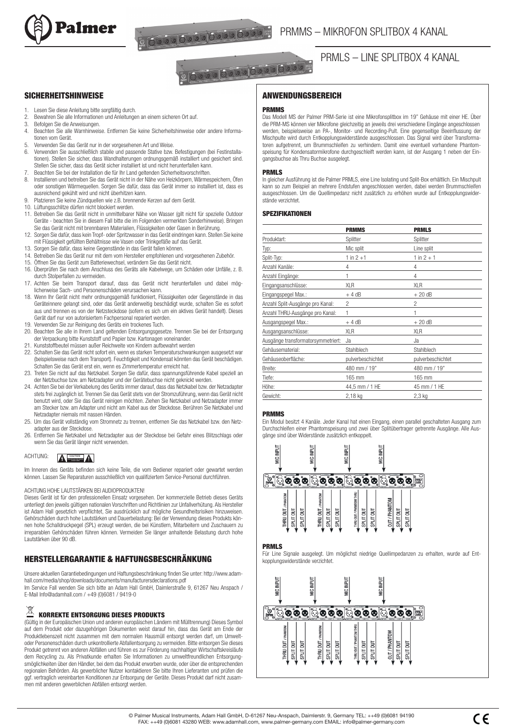# PRMMS – MIKROFON SPLITBOX 4 KANAL

# PRMLS – LINE SPLITBOX 4 KANAL

## SICHERHEITSHINWEISE

1. Lesen Sie diese Anleitung bitte sorgfältig durch.
2. Bewahren Sie alle Informationen und Anleitungen an einem sicheren Ort auf.
3. Befolgen Sie die Anweisungen.
4. Beachten Sie alle Warnhinweise. Entfernen Sie keine Sicherheitshinweise oder andere Informationen vom Gerät.
5. Verwenden Sie das Gerät nur in der vorgesehenen Art und Weise.
6. Verwenden Sie ausschließlich stabile und passende Stative bzw. Befestigungen (bei Festinstallationen). Stellen Sie sicher, dass Wandhalterungen ordnungsgemäß installiert und gesichert sind. Stellen Sie sicher, dass das Gerät sicher installiert ist und nicht herunterfallen kann.
7. Beachten Sie bei der Installation die für Ihr Land geltenden Sicherheitsvorschriften.
8. Installieren und betreiben Sie das Gerät nicht in der Nähe von Heizkörpern, Wärmespeichern, Öfen oder sonstigen Wärmequellen. Sorgen Sie dafür, dass das Gerät immer so installiert ist, dass es ausreichend gekühlt wird und nicht überhitzen kann.
9. Platzieren Sie keine Zündquellen wie z.B. brennende Kerzen auf dem Gerät.
10. Lüftungsschlitze dürfen nicht blockiert werden.
11. Betreiben Sie das Gerät nicht in unmittelbarer Nähe von Wasser (gilt nicht für spezielle Outdoor Geräte - beachten Sie in diesem Fall bitte die im Folgenden vermerkten Sonderhinweise). Bringen Sie das Gerät nicht mit brennbaren Materialien, Flüssigkeiten oder Gasen in Berührung.
12. Sorgen Sie dafür, dass kein Tropf- oder Spritzwasser in das Gerät eindringen kann. Stellen Sie keine mit Flüssigkeit gefüllten Behältnisse wie Vasen oder Trinkgefäße auf das Gerät.
13. Sorgen Sie dafür, dass keine Gegenstände in das Gerät fallen können.
14. Betreiben Sie das Gerät nur mit dem vom Hersteller empfohlenen und vorgesehenen Zubehör.
15. Öffnen Sie das Gerät zum Batteriewechsel, verändern Sie das Gerät nicht.
16. Überprüfen Sie nach dem Anschluss des Geräts alle Kabelwege, um Schäden oder Unfälle, z. B. durch Stolperfallen zu vermeiden.
17. Achten Sie beim Transport darauf, dass das Gerät nicht herunterfallen und dabei möglicherweise Sach- und Personenschäden verursachen kann.
18. Wenn Ihr Gerät nicht mehr ordnungsgemäß funktioniert, Flüssigkeiten oder Gegenstände in das Geräteinnere gelangt sind, oder das Gerät anderweitig beschädigt wurde, schalten Sie es sofort aus und trennen es von der Netzsteckdose (sofern es sich um ein aktives Gerät handelt). Dieses Gerät darf nur von autorisiertem Fachpersonal repariert werden.
19. Verwenden Sie zur Reinigung des Geräts ein trockenes Tuch.
20. Beachten Sie alle in Ihrem Land geltenden Entsorgungsgesetze. Trennen Sie bei der Entsorgung der Verpackung bitte Kunststoff und Papier bzw. Kartonagen voneinander.
21. Kunststoffbeutel müssen außer Reichweite von Kindern aufbewahrt werden
22. Schalten Sie das Gerät nicht sofort ein, wenn es starken Temperaturschwankungen ausgesetzt war (beispielsweise nach dem Transport). Feuchtigkeit und Kondensat könnten das Gerät beschädigen. Schalten Sie das Gerät erst ein, wenn es Zimmertemperatur erreicht hat.
23. Treten Sie nicht auf das Netzkabel. Sorgen Sie dafür, dass spannungsführende Kabel speziell an der Netzbuchse bzw. am Netzadapter und der Gerätebuchse nicht geknickt werden.
24. Achten Sie bei der Verkabelung des Geräts immer darauf, dass das Netzkabel bzw. der Netzadapter stets frei zugänglich ist. Trennen Sie das Gerät stets von der Stromzuführung, wenn das Gerät nicht benutzt wird, oder Sie das Gerät reinigen möchten. Ziehen Sie Netzkabel und Netzadapter immer am Stecker bzw. am Adapter und nicht am Kabel aus der Steckdose. Berühren Sie Netzkabel und Netzadapter niemals mit nassen Händen.
25. Um das Gerät vollständig vom Stromnetz zu trennen, entfernen Sie das Netzkabel bzw. den Netzadapter aus der Steckdose.
26. Entfernen Sie Netzkabel und Netzadapter aus der Steckdose bei Gefahr eines Blitzschlags oder wenn Sie das Gerät länger nicht verwenden.

ACHTUNG:

Im Inneren des Geräts befinden sich keine Teile, die vom Bediener repariert oder gewartet werden können. Lassen Sie Reparaturen ausschließlich von qualifiziertem Service-Personal durchführen.

ACHTUNG HOHE LAUTSTÄRKEN BEI AUDIOPRODUKTEN!

Dieses Gerät ist für den professionellen Einsatz vorgesehen. Der kommerzielle Betrieb dieses Geräts unterliegt den jeweils gültigen nationalen Vorschriften und Richtlinien zur Unfallverhütung. Als Hersteller ist Adam Hall gesetzlich verpflichtet, Sie ausdrücklich auf mögliche Gesundheitsrisiken hinzuweisen. Gehörschäden durch hohe Lautstärken und Dauerbelastung: Bei der Verwendung dieses Produkts können hohe Schalldruckpegel (SPL) erzeugt werden, die bei Künstlern, Mitarbeitern und Zuschauern zu irreparablen Gehörschäden führen können. Vermeiden Sie länger anhaltende Belastung durch hohe Lautstärken über 90 dB.

## HERSTELLERGARANTIE & HAFTUNGSBESCHRÄNKUNG

Unsere aktuellen Garantiebedingungen und Haftungsbeschränkung finden Sie unter: http://www.adamhall.com/media/shop/downloads/documents/manufacturersdeclarations.pdf
Im Service Fall wenden Sie sich bitte an Adam Hall GmbH, Daimlerstraße 9, 61267 Neu Anspach / E-Mail Info@adamhall.com / +49 (0)6081 / 9419-0

## KORREKTE ENTSORGUNG DIESES PRODUKTS

(Gültig in der Europäischen Union und anderen europäischen Ländern mit Mülltrennung) Dieses Symbol auf dem Produkt oder dazugehörigen Dokumenten weist darauf hin, dass das Gerät am Ende der Produktlebenszeit nicht zusammen mit dem normalen Hausmüll entsorgt werden darf, um Umwelt- oder Personenschäden durch unkontrollierte Abfallentsorgung zu vermeiden. Bitte entsorgen Sie dieses Produkt getrennt von anderen Abfällen und führen es zur Förderung nachhaltiger Wirtschaftskreisläufe dem Recycling zu. Als Privatkunde erhalten Sie Informationen zu umweltfreundlichen Entsorgungsmöglichkeiten über den Händler, bei dem das Produkt erworben wurde, oder über die entsprechenden regionalen Behörden. Als gewerblicher Nutzer kontaktieren Sie bitte Ihren Lieferanten und prüfen die ggf. vertraglich vereinbarten Konditionen zur Entsorgung der Geräte. Dieses Produkt darf nicht zusammen mit anderen gewerblichen Abfällen entsorgt werden.

## ANWENDUNGSBEREICH

### PRMMS

Das Modell MS der Palmer PRM-Serie ist eine Mikrofonsplitbox im 19" Gehäuse mit einer HE. Über die PRM-MS können vier Mikrofone gleichzeitig an jeweils drei verschiedene Eingänge angeschlossen werden, beispielsweise an PA-, Monitor- und Recording-Pult. Eine gegenseitige Beeinflussung der Mischpulte wird durch Entkopplungswiderstände ausgeschlossen. Das Signal wird über Transformatoren aufgetrennt, um Brummschleifen zu verhindern. Damit eine eventuell vorhandene Phantomspeisung für Kondensatormikrofone durchgeschleift werden kann, ist der Ausgang 1 neben der Eingangsbuchse als Thru Buchse ausgelegt.

### PRMLS

In gleicher Ausführung ist die Palmer PRMLS, eine Line Isolating und Split-Box erhältlich. Ein Mischpult kann so zum Beispiel an mehrere Endstufen angeschlossen werden, dabei werden Brummschleifen ausgeschlossen. Um die Quellimpedanz nicht zusätzlich zu erhöhen wurde auf Entkopplungswiderstände verzichtet.

### SPEZIFIKATIONEN

| | PRMMS | PRMLS |
|---|---|---|
| Produktart: | Splitter | Splitter |
| Typ: | Mic split | Line split |
| Split-Typ: | 1 in 2 +1 | 1 in 2 + 1 |
| Anzahl Kanäle: | 4 | 4 |
| Anzahl Eingänge: | 1 | 4 |
| Eingangsanschlüsse: | XLR | XLR |
| Eingangspegel Max.: | + 4 dB | + 20 dB |
| Anzahl Split-Ausgänge pro Kanal: | 2 | 2 |
| Anzahl THRU-Ausgänge pro Kanal: | 1 | 1 |
| Ausgangspegel Max.: | + 4 dB | + 20 dB |
| Ausgangsanschlüsse: | XLR | XLR |
| Ausgänge transformatorsymmetriert: | Ja | Ja |
| Gehäusematerial: | Stahlblech | Stahlblech |
| Gehäuseoberfläche: | pulverbeschichtet | pulverbeschichtet |
| Breite: | 480 mm / 19" | 480 mm / 19" |
| Tiefe: | 165 mm | 165 mm |
| Höhe: | 44,5 mm / 1 HE | 45 mm / 1 HE |
| Gewicht: | 2,18 kg | 2,3 kg |

### PRMMS

Ein Modul besitzt 4 Kanäle. Jeder Kanal hat einen Eingang, einen parallel geschalteten Ausgang zum Durchschleifen einer Phantomspeisung und zwei über Splitübertrager getrennte Ausgänge. Alle Ausgänge sind über Widerstände zusätzlich entkoppelt.

MIC INPUT
MIC INPUT
MIC INPUT
MIC INPUT

THRU OUT / PHANTOM
SPLIT OUT
SPLIT OUT
THRU OUT / PHANTOM
SPLIT OUT
SPLIT OUT
THRU OUT / PHANTOM THRU
SPLIT OUT
SPLIT OUT
OUT / PHANTOM
SPLIT OUT
SPLIT OUT

### PRMLS

Für Line Signale ausgelegt. Um möglichst niedrige Quellimpedanzen zu erhalten, wurde auf Entkopplungswiderstände verzichtet.

MIC INPUT
MIC INPUT
MIC INPUT
MIC INPUT

THRU OUT / PHANTOM
SPLIT OUT
SPLIT OUT
THRU OUT / PHANTOM
SPLIT OUT
SPLIT OUT
THRU OUT / PHANTOM THRU
SPLIT OUT
SPLIT OUT
OUT / PHANTOM
SPLIT OUT
SPLIT OUT

© Palmer Musical Instruments, Adam Hall GmbH, D-61267 Neu-Anspach, Daimlerstr. 9, Germany TEL: ++49 (0)6081 94190
FAX: ++49 (0)6081 43280 WEB: www.adamhall.com, www.palmer-germany.com EMAIL: info@palmer-germany.com